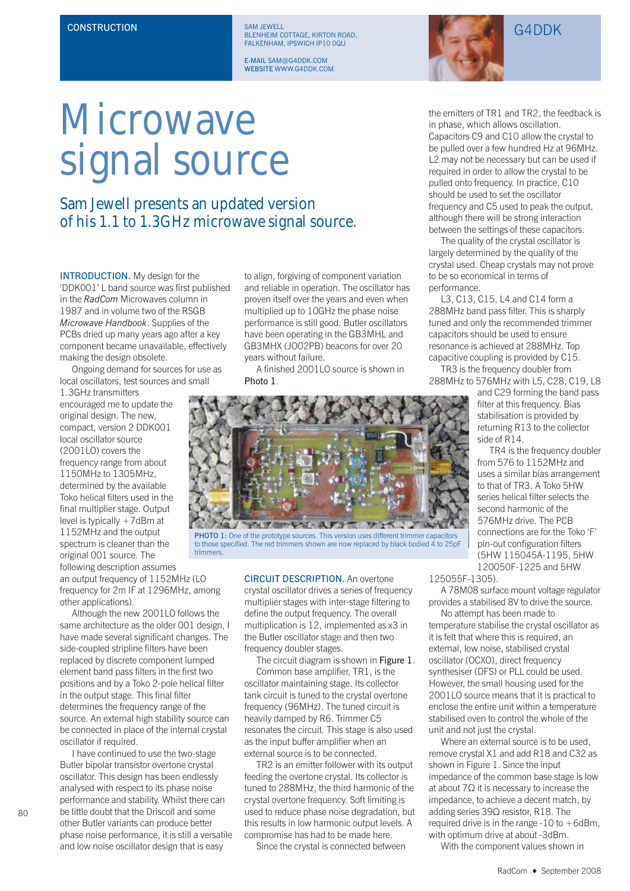CONSTRUCTION

SAM JEWELL
BLENHEIM COTTAGE, KIRTON ROAD, FALKENHAM, IPSWICH IP10 0QU

E-MAIL SAM@G4DDK.COM
WEBSITE WWW.G4DDK.COM

G4DDK

# Microwave signal source

## Sam Jewell presents an updated version of his 1.1 to 1.3GHz microwave signal source.

**INTRODUCTION.** My design for the 'DDK001' L band source was first published in the *RadCom* Microwaves column in 1987 and in volume two of the RSGB *Microwave Handbook*. Supplies of the PCBs dried up many years ago after a key component became unavailable, effectively making the design obsolete.

Ongoing demand for sources for use as local oscillators, test sources and small 1.3GHz transmitters encouraged me to update the original design. The new, compact, version 2 DDK001 local oscillator source (2001LO) covers the frequency range from about 1150MHz to 1305MHz, determined by the available Toko helical filters used in the final multiplier stage. Output level is typically +7dBm at 1152MHz and the output spectrum is cleaner than the original 001 source. The following description assumes an output frequency of 1152MHz (LO frequency for 2m IF at 1296MHz, among other applications).

Although the new 2001LO follows the same architecture as the older 001 design, I have made several significant changes. The side-coupled stripline filters have been replaced by discrete component lumped element band pass filters in the first two positions and by a Toko 2-pole helical filter in the output stage. This final filter determines the frequency range of the source. An external high stability source can be connected in place of the internal crystal oscillator if required.

I have continued to use the two-stage Butler bipolar transistor overtone crystal oscillator. This design has been endlessly analysed with respect to its phase noise performance and stability. Whilst there can be little doubt that the Driscoll and some other Butler variants can produce better phase noise performance, it is still a versatile and low noise oscillator design that is easy to align, forgiving of component variation and reliable in operation. The oscillator has proven itself over the years and even when multiplied up to 10GHz the phase noise performance is still good. Butler oscillators have been operating in the GB3MHL and GB3MHX (JO02PB) beacons for over 20 years without failure.

A finished 2001LO source is shown in **Photo 1**.

PHOTO 1: One of the prototype sources. This version uses different trimmer capacitors to those specified. The red trimmers shown are now replaced by black bodied 4 to 25pF trimmers.

**CIRCUIT DESCRIPTION.** An overtone crystal oscillator drives a series of frequency multiplier stages with inter-stage filtering to define the output frequency. The overall multiplication is 12, implemented as x3 in the Butler oscillator stage and then two frequency doubler stages.

The circuit diagram is shown in **Figure 1**.

Common base amplifier, TR1, is the oscillator maintaining stage. Its collector tank circuit is tuned to the crystal overtone frequency (96MHz). The tuned circuit is heavily damped by R6. Trimmer C5 resonates the circuit. This stage is also used as the input buffer amplifier when an external source is to be connected.

TR2 is an emitter follower with its output feeding the overtone crystal. Its collector is tuned to 288MHz, the third harmonic of the crystal overtone frequency. Soft limiting is used to reduce phase noise degradation, but this results in low harmonic output levels. A compromise has had to be made here.

Since the crystal is connected between the emitters of TR1 and TR2, the feedback is in phase, which allows oscillation. Capacitors C9 and C10 allow the crystal to be pulled over a few hundred Hz at 96MHz. L2 may not be necessary but can be used if required in order to allow the crystal to be pulled onto frequency. In practice, C10 should be used to set the oscillator frequency and C5 used to peak the output, although there will be strong interaction between the settings of these capacitors.

The quality of the crystal oscillator is largely determined by the quality of the crystal used. Cheap crystals may not prove to be so economical in terms of performance.

L3, C13, C15, L4 and C14 form a 288MHz band pass filter. This is sharply tuned and only the recommended trimmer capacitors should be used to ensure resonance is achieved at 288MHz. Top capacitive coupling is provided by C15.

TR3 is the frequency doubler from 288MHz to 576MHz with L5, C28, C19, L8 and C29 forming the band pass filter at this frequency. Bias stabilisation is provided by returning R13 to the collector side of R14.

TR4 is the frequency doubler from 576 to 1152MHz and uses a similar bias arrangement to that of TR3. A Toko 5HW series helical filter selects the second harmonic of the 576MHz drive. The PCB connections are for the Toko 'F' pin-out configuration filters (5HW 115045A-1195, 5HW 120050F-1225 and 5HW 125055F-1305).

A 78M08 surface mount voltage regulator provides a stabilised 8V to drive the source.

No attempt has been made to temperature stabilise the crystal oscillator as it is felt that where this is required, an external, low noise, stabilised crystal oscillator (OCXO), direct frequency synthesiser (DFS) or PLL could be used. However, the small housing used for the 2001LO source means that it is practical to enclose the entire unit within a temperature stabilised oven to control the whole of the unit and not just the crystal.

Where an external source is to be used, remove crystal X1 and add R18 and C32 as shown in Figure 1. Since the input impedance of the common base stage is low at about 7Ω it is necessary to increase the impedance, to achieve a decent match, by adding series 39Ω resistor, R18. The required drive is in the range -10 to +6dBm, with optimum drive at about -3dBm.

With the component values shown in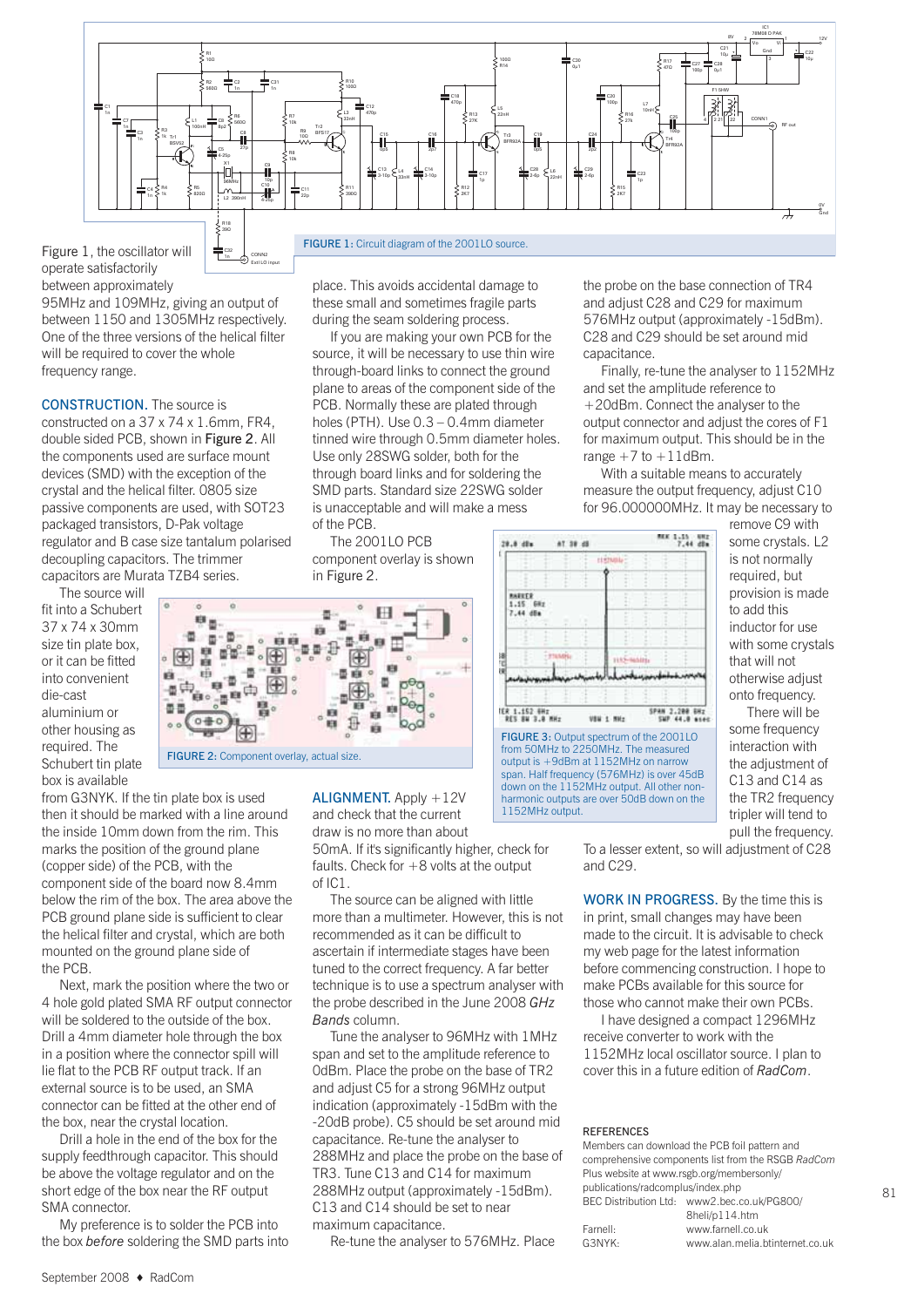FIGURE 1: Circuit diagram of the 2001LO source.

Figure 1, the oscillator will operate satisfactorily between approximately 95MHz and 109MHz, giving an output of between 1150 and 1305MHz respectively. One of the three versions of the helical filter will be required to cover the whole frequency range.

**CONSTRUCTION.** The source is constructed on a 37 x 74 x 1.6mm, FR4, double sided PCB, shown in Figure 2. All the components used are surface mount devices (SMD) with the exception of the crystal and the helical filter. 0805 size passive components are used, with SOT23 packaged transistors, D-Pak voltage regulator and B case size tantalum polarised decoupling capacitors. The trimmer capacitors are Murata TZB4 series.

The source will fit into a Schubert 37 x 74 x 30mm size tin plate box, or it can be fitted into convenient die-cast aluminium or other housing as required. The Schubert tin plate box is available from G3NYK. If the tin plate box is used then it should be marked with a line around the inside 10mm down from the rim. This marks the position of the ground plane (copper side) of the PCB, with the component side of the board now 8.4mm below the rim of the box. The area above the PCB ground plane side is sufficient to clear the helical filter and crystal, which are both mounted on the ground plane side of the PCB.

Next, mark the position where the two or 4 hole gold plated SMA RF output connector will be soldered to the outside of the box. Drill a 4mm diameter hole through the box in a position where the connector spill will lie flat to the PCB RF output track. If an external source is to be used, an SMA connector can be fitted at the other end of the box, near the crystal location.

Drill a hole in the end of the box for the supply feedthrough capacitor. This should be above the voltage regulator and on the short edge of the box near the RF output SMA connector.

My preference is to solder the PCB into the box *before* soldering the SMD parts into place. This avoids accidental damage to these small and sometimes fragile parts during the seam soldering process.

If you are making your own PCB for the source, it will be necessary to use thin wire through-board links to connect the ground plane to areas of the component side of the PCB. Normally these are plated through holes (PTH). Use 0.3 – 0.4mm diameter tinned wire through 0.5mm diameter holes. Use only 28SWG solder, both for the through board links and for soldering the SMD parts. Standard size 22SWG solder is unacceptable and will make a mess of the PCB.

The 2001LO PCB component overlay is shown in Figure 2.

FIGURE 2: Component overlay, actual size.

**ALIGNMENT.** Apply +12V and check that the current draw is no more than about 50mA. If it's significantly higher, check for faults. Check for +8 volts at the output of IC1.

The source can be aligned with little more than a multimeter. However, this is not recommended as it can be difficult to ascertain if intermediate stages have been tuned to the correct frequency. A far better technique is to use a spectrum analyser with the probe described in the June 2008 *GHz Bands* column.

Tune the analyser to 96MHz with 1MHz span and set to the amplitude reference to 0dBm. Place the probe on the base of TR2 and adjust C5 for a strong 96MHz output indication (approximately -15dBm with the -20dB probe). C5 should be set around mid capacitance. Re-tune the analyser to 288MHz and place the probe on the base of TR3. Tune C13 and C14 for maximum 288MHz output (approximately -15dBm). C13 and C14 should be set to near maximum capacitance.

Re-tune the analyser to 576MHz. Place the probe on the base connection of TR4 and adjust C28 and C29 for maximum 576MHz output (approximately -15dBm). C28 and C29 should be set around mid capacitance.

Finally, re-tune the analyser to 1152MHz and set the amplitude reference to +20dBm. Connect the analyser to the output connector and adjust the cores of F1 for maximum output. This should be in the range +7 to +11dBm.

With a suitable means to accurately measure the output frequency, adjust C10 for 96.000000MHz. It may be necessary to remove C9 with some crystals. L2 is not normally required, but provision is made to add this inductor for use with some crystals that will not otherwise adjust onto frequency.

FIGURE 3: Output spectrum of the 2001LO from 50MHz to 2250MHz. The measured output is +9dBm at 1152MHz on narrow span. Half frequency (576MHz) is over 45dB down on the 1152MHz output. All other non-harmonic outputs are over 50dB down on the 1152MHz output.

There will be some frequency interaction with the adjustment of C13 and C14 as the TR2 frequency tripler will tend to pull the frequency. To a lesser extent, so will adjustment of C28 and C29.

**WORK IN PROGRESS.** By the time this is in print, small changes may have been made to the circuit. It is advisable to check my web page for the latest information before commencing construction. I hope to make PCBs available for this source for those who cannot make their own PCBs.

I have designed a compact 1296MHz receive converter to work with the 1152MHz local oscillator source. I plan to cover this in a future edition of *RadCom*.

**REFERENCES**

Members can download the PCB foil pattern and comprehensive components list from the RSGB *RadCom* Plus website at www.rsgb.org/membersonly/publications/radcomplus/index.php

| | |
|---|---|
| BEC Distribution Ltd: | www2.bec.co.uk/PG800/8heli/p114.htm |
| Farnell: | www.farnell.co.uk |
| G3NYK: | www.alan.melia.btinternet.co.uk |